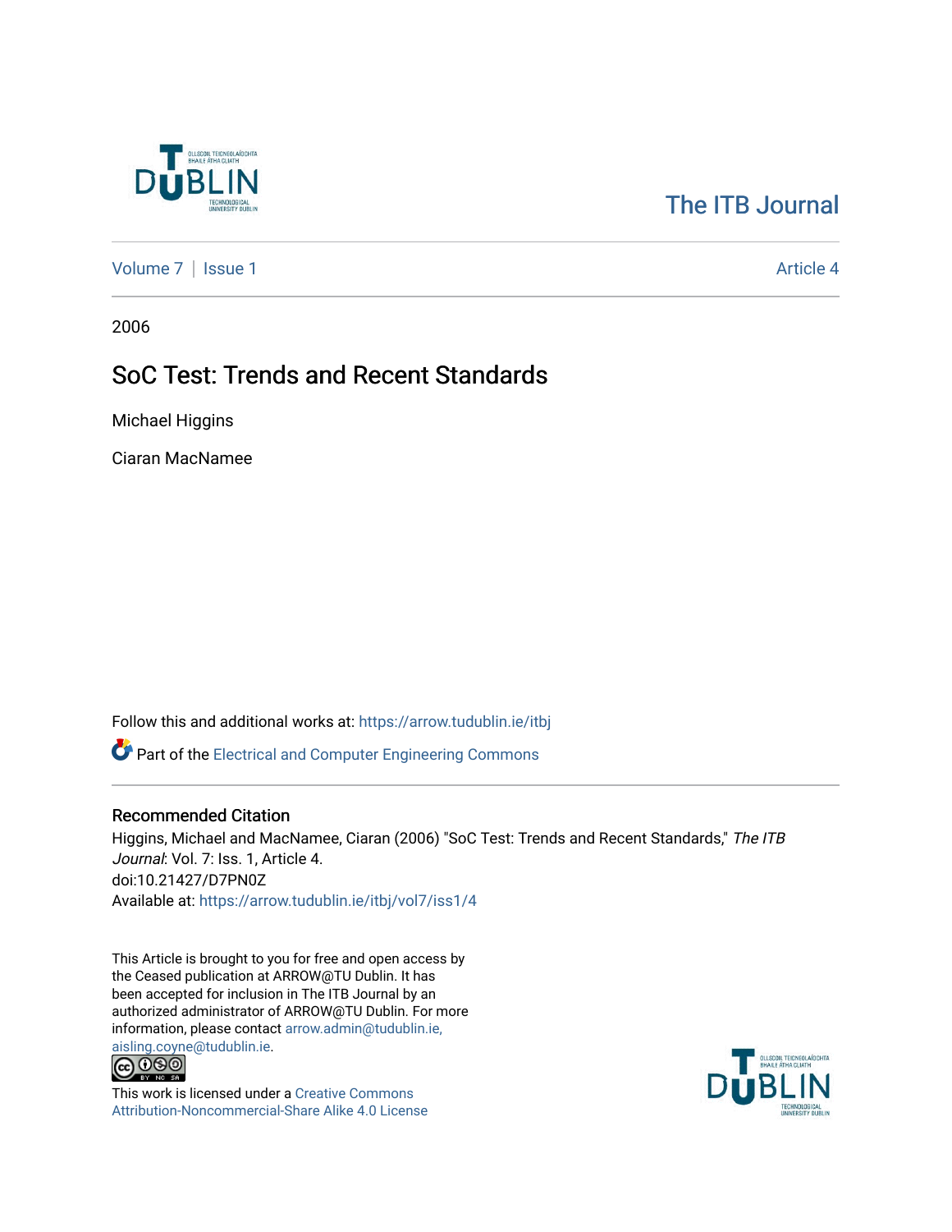The ITB Journal

Volume 7 | Issue 1 Article 4

2006

# SoC Test: Trends and Recent Standards

Michael Higgins

Ciaran MacNamee

Follow this and additional works at: https://arrow.tudublin.ie/itbj

Part of the Electrical and Computer Engineering Commons

## Recommended Citation

Higgins, Michael and MacNamee, Ciaran (2006) "SoC Test: Trends and Recent Standards," *The ITB Journal*: Vol. 7: Iss. 1, Article 4.
doi:10.21427/D7PN0Z
Available at: https://arrow.tudublin.ie/itbj/vol7/iss1/4

This Article is brought to you for free and open access by the Ceased publication at ARROW@TU Dublin. It has been accepted for inclusion in The ITB Journal by an authorized administrator of ARROW@TU Dublin. For more information, please contact arrow.admin@tudublin.ie, aisling.coyne@tudublin.ie.

This work is licensed under a Creative Commons Attribution-Noncommercial-Share Alike 4.0 License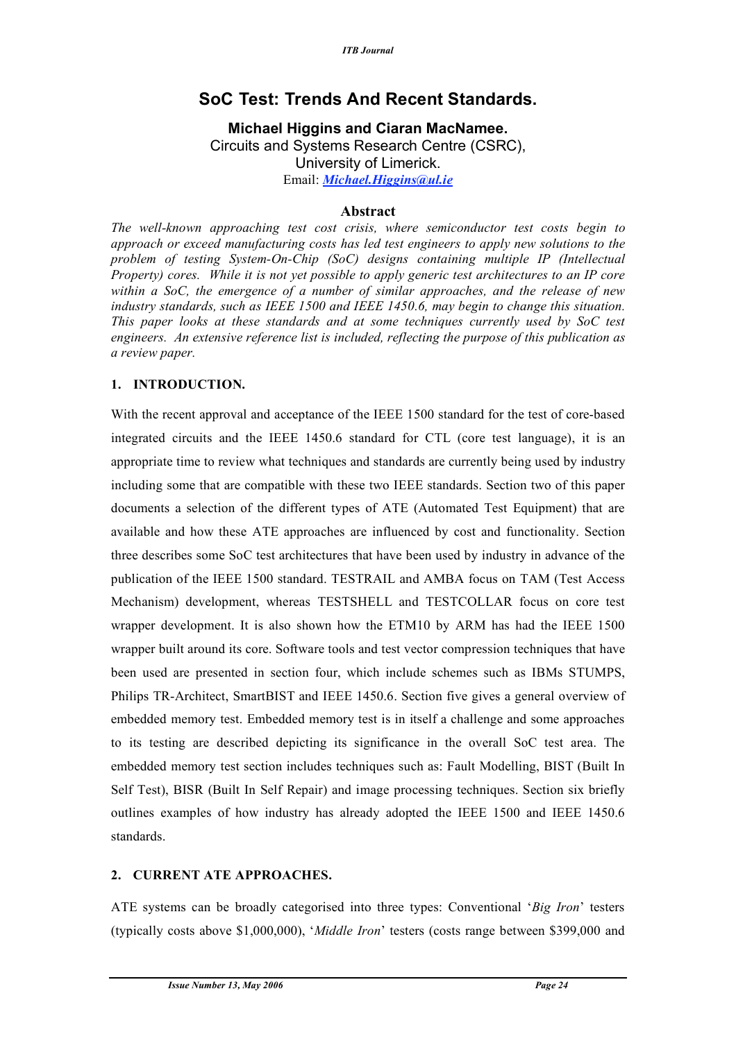# SoC Test: Trends And Recent Standards.

**Michael Higgins and Ciaran MacNamee.**
Circuits and Systems Research Centre (CSRC),
University of Limerick.
Email: *Michael.Higgins@ul.ie*

## Abstract

*The well-known approaching test cost crisis, where semiconductor test costs begin to approach or exceed manufacturing costs has led test engineers to apply new solutions to the problem of testing System-On-Chip (SoC) designs containing multiple IP (Intellectual Property) cores. While it is not yet possible to apply generic test architectures to an IP core within a SoC, the emergence of a number of similar approaches, and the release of new industry standards, such as IEEE 1500 and IEEE 1450.6, may begin to change this situation. This paper looks at these standards and at some techniques currently used by SoC test engineers. An extensive reference list is included, reflecting the purpose of this publication as a review paper.*

## 1. INTRODUCTION.

With the recent approval and acceptance of the IEEE 1500 standard for the test of core-based integrated circuits and the IEEE 1450.6 standard for CTL (core test language), it is an appropriate time to review what techniques and standards are currently being used by industry including some that are compatible with these two IEEE standards. Section two of this paper documents a selection of the different types of ATE (Automated Test Equipment) that are available and how these ATE approaches are influenced by cost and functionality. Section three describes some SoC test architectures that have been used by industry in advance of the publication of the IEEE 1500 standard. TESTRAIL and AMBA focus on TAM (Test Access Mechanism) development, whereas TESTSHELL and TESTCOLLAR focus on core test wrapper development. It is also shown how the ETM10 by ARM has had the IEEE 1500 wrapper built around its core. Software tools and test vector compression techniques that have been used are presented in section four, which include schemes such as IBMs STUMPS, Philips TR-Architect, SmartBIST and IEEE 1450.6. Section five gives a general overview of embedded memory test. Embedded memory test is in itself a challenge and some approaches to its testing are described depicting its significance in the overall SoC test area. The embedded memory test section includes techniques such as: Fault Modelling, BIST (Built In Self Test), BISR (Built In Self Repair) and image processing techniques. Section six briefly outlines examples of how industry has already adopted the IEEE 1500 and IEEE 1450.6 standards.

## 2. CURRENT ATE APPROACHES.

ATE systems can be broadly categorised into three types: Conventional '*Big Iron*' testers (typically costs above $1,000,000), '*Middle Iron*' testers (costs range between $399,000 and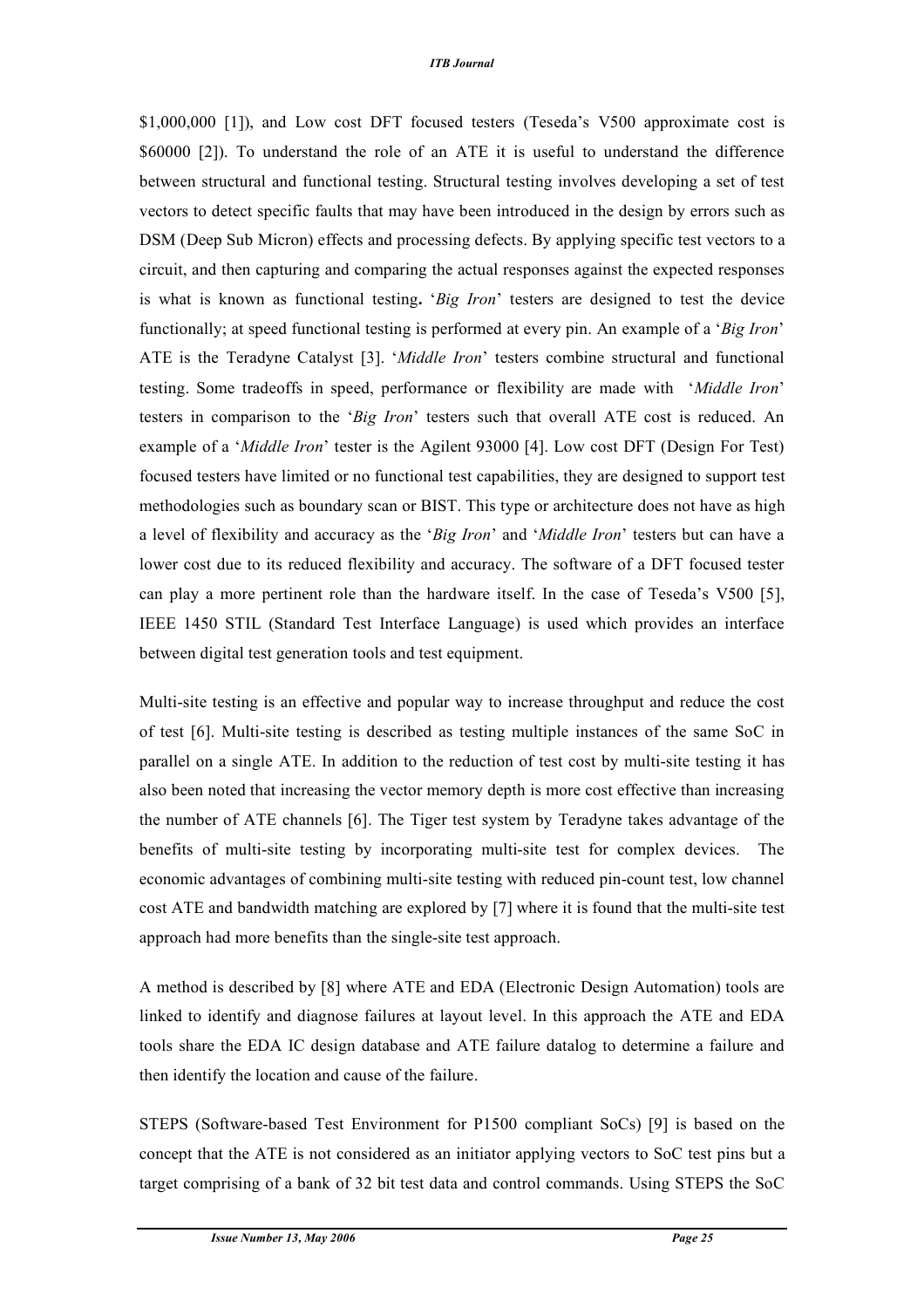$1,000,000 [1]), and Low cost DFT focused testers (Teseda's V500 approximate cost is $60000 [2]). To understand the role of an ATE it is useful to understand the difference between structural and functional testing. Structural testing involves developing a set of test vectors to detect specific faults that may have been introduced in the design by errors such as DSM (Deep Sub Micron) effects and processing defects. By applying specific test vectors to a circuit, and then capturing and comparing the actual responses against the expected responses is what is known as functional testing**.** '*Big Iron*' testers are designed to test the device functionally; at speed functional testing is performed at every pin. An example of a '*Big Iron*' ATE is the Teradyne Catalyst [3]. '*Middle Iron*' testers combine structural and functional testing. Some tradeoffs in speed, performance or flexibility are made with '*Middle Iron*' testers in comparison to the '*Big Iron*' testers such that overall ATE cost is reduced. An example of a '*Middle Iron*' tester is the Agilent 93000 [4]. Low cost DFT (Design For Test) focused testers have limited or no functional test capabilities, they are designed to support test methodologies such as boundary scan or BIST. This type or architecture does not have as high a level of flexibility and accuracy as the '*Big Iron*' and '*Middle Iron*' testers but can have a lower cost due to its reduced flexibility and accuracy. The software of a DFT focused tester can play a more pertinent role than the hardware itself. In the case of Teseda's V500 [5], IEEE 1450 STIL (Standard Test Interface Language) is used which provides an interface between digital test generation tools and test equipment.

Multi-site testing is an effective and popular way to increase throughput and reduce the cost of test [6]. Multi-site testing is described as testing multiple instances of the same SoC in parallel on a single ATE. In addition to the reduction of test cost by multi-site testing it has also been noted that increasing the vector memory depth is more cost effective than increasing the number of ATE channels [6]. The Tiger test system by Teradyne takes advantage of the benefits of multi-site testing by incorporating multi-site test for complex devices. The economic advantages of combining multi-site testing with reduced pin-count test, low channel cost ATE and bandwidth matching are explored by [7] where it is found that the multi-site test approach had more benefits than the single-site test approach.

A method is described by [8] where ATE and EDA (Electronic Design Automation) tools are linked to identify and diagnose failures at layout level. In this approach the ATE and EDA tools share the EDA IC design database and ATE failure datalog to determine a failure and then identify the location and cause of the failure.

STEPS (Software-based Test Environment for P1500 compliant SoCs) [9] is based on the concept that the ATE is not considered as an initiator applying vectors to SoC test pins but a target comprising of a bank of 32 bit test data and control commands. Using STEPS the SoC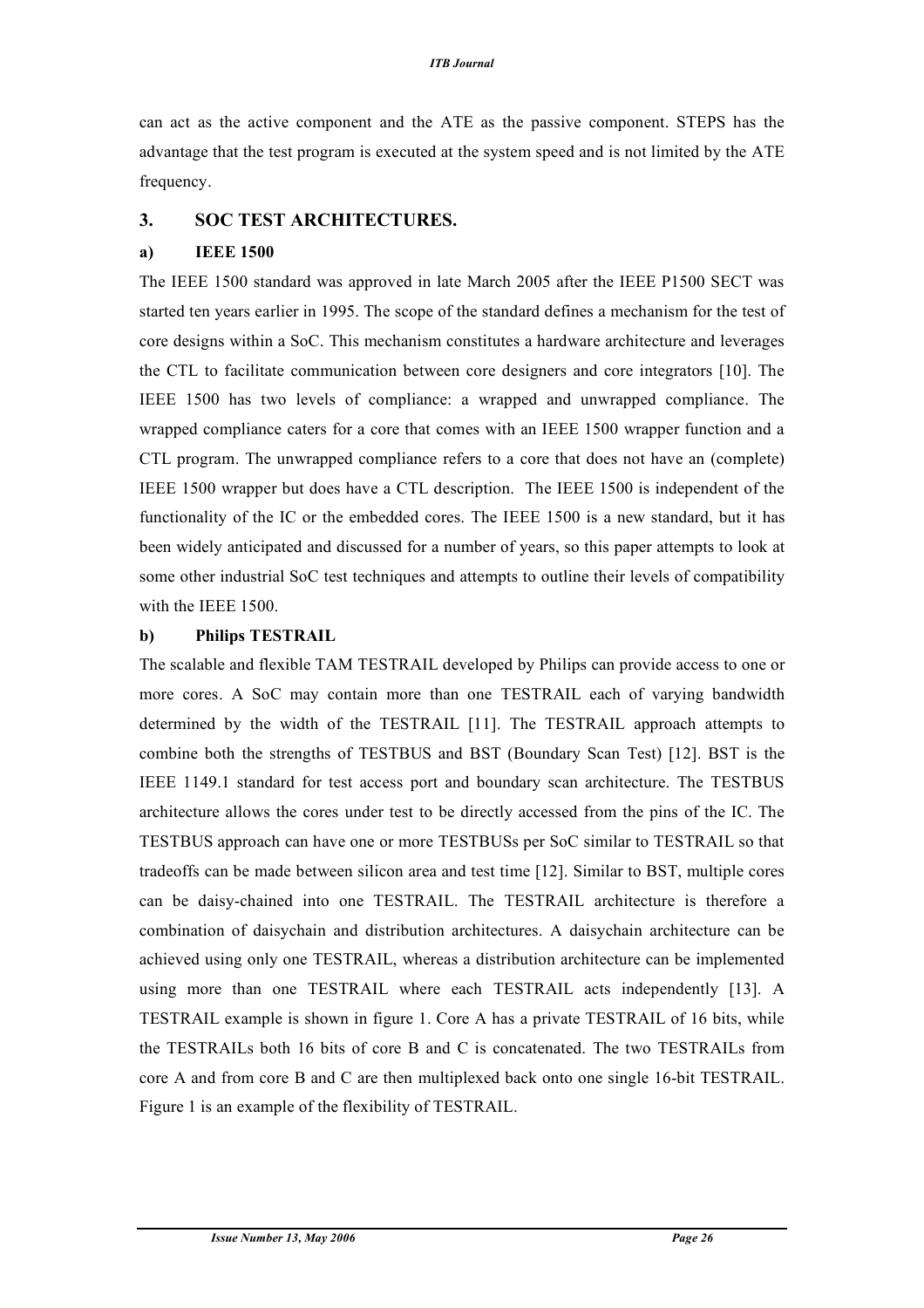can act as the active component and the ATE as the passive component. STEPS has the advantage that the test program is executed at the system speed and is not limited by the ATE frequency.

## 3. SOC TEST ARCHITECTURES.

### a) IEEE 1500

The IEEE 1500 standard was approved in late March 2005 after the IEEE P1500 SECT was started ten years earlier in 1995. The scope of the standard defines a mechanism for the test of core designs within a SoC. This mechanism constitutes a hardware architecture and leverages the CTL to facilitate communication between core designers and core integrators [10]. The IEEE 1500 has two levels of compliance: a wrapped and unwrapped compliance. The wrapped compliance caters for a core that comes with an IEEE 1500 wrapper function and a CTL program. The unwrapped compliance refers to a core that does not have an (complete) IEEE 1500 wrapper but does have a CTL description. The IEEE 1500 is independent of the functionality of the IC or the embedded cores. The IEEE 1500 is a new standard, but it has been widely anticipated and discussed for a number of years, so this paper attempts to look at some other industrial SoC test techniques and attempts to outline their levels of compatibility with the IEEE 1500.

### b) Philips TESTRAIL

The scalable and flexible TAM TESTRAIL developed by Philips can provide access to one or more cores. A SoC may contain more than one TESTRAIL each of varying bandwidth determined by the width of the TESTRAIL [11]. The TESTRAIL approach attempts to combine both the strengths of TESTBUS and BST (Boundary Scan Test) [12]. BST is the IEEE 1149.1 standard for test access port and boundary scan architecture. The TESTBUS architecture allows the cores under test to be directly accessed from the pins of the IC. The TESTBUS approach can have one or more TESTBUSs per SoC similar to TESTRAIL so that tradeoffs can be made between silicon area and test time [12]. Similar to BST, multiple cores can be daisy-chained into one TESTRAIL. The TESTRAIL architecture is therefore a combination of daisychain and distribution architectures. A daisychain architecture can be achieved using only one TESTRAIL, whereas a distribution architecture can be implemented using more than one TESTRAIL where each TESTRAIL acts independently [13]. A TESTRAIL example is shown in figure 1. Core A has a private TESTRAIL of 16 bits, while the TESTRAILs both 16 bits of core B and C is concatenated. The two TESTRAILs from core A and from core B and C are then multiplexed back onto one single 16-bit TESTRAIL. Figure 1 is an example of the flexibility of TESTRAIL.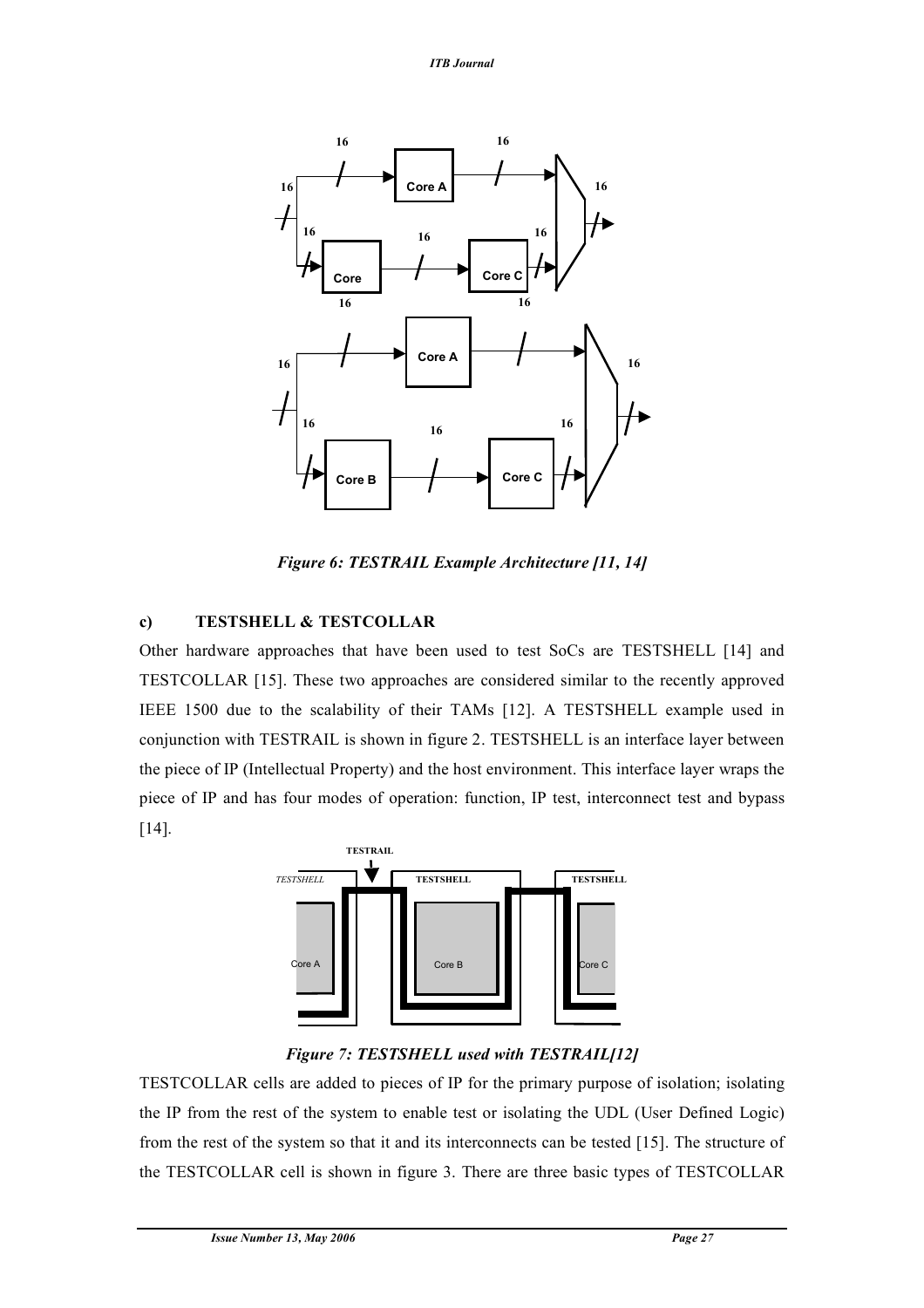*Figure 6: TESTRAIL Example Architecture [11, 14]*

### c) TESTSHELL & TESTCOLLAR

Other hardware approaches that have been used to test SoCs are TESTSHELL [14] and TESTCOLLAR [15]. These two approaches are considered similar to the recently approved IEEE 1500 due to the scalability of their TAMs [12]. A TESTSHELL example used in conjunction with TESTRAIL is shown in figure 2. TESTSHELL is an interface layer between the piece of IP (Intellectual Property) and the host environment. This interface layer wraps the piece of IP and has four modes of operation: function, IP test, interconnect test and bypass [14].

*Figure 7: TESTSHELL used with TESTRAIL[12]*

TESTCOLLAR cells are added to pieces of IP for the primary purpose of isolation; isolating the IP from the rest of the system to enable test or isolating the UDL (User Defined Logic) from the rest of the system so that it and its interconnects can be tested [15]. The structure of the TESTCOLLAR cell is shown in figure 3. There are three basic types of TESTCOLLAR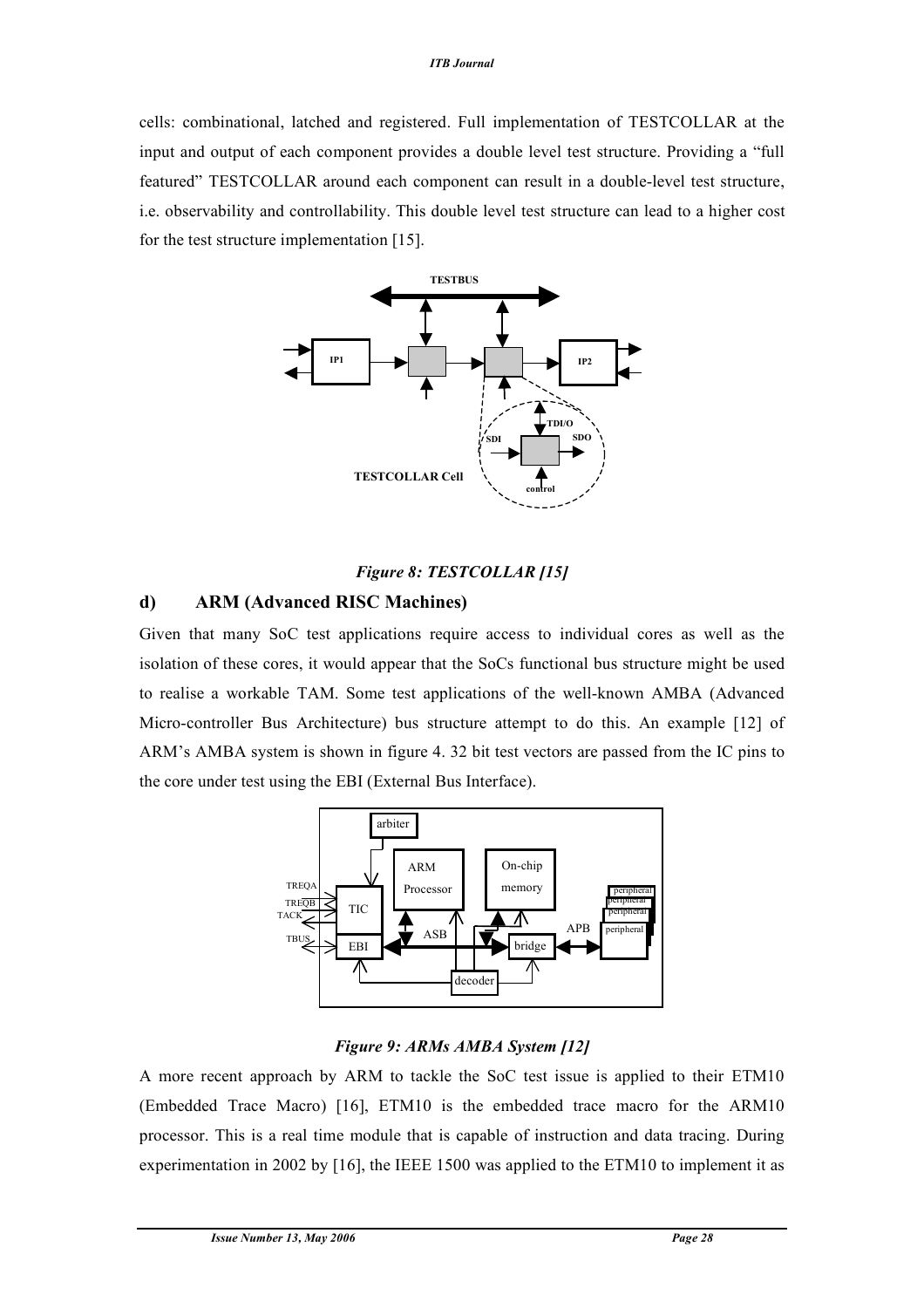cells: combinational, latched and registered. Full implementation of TESTCOLLAR at the input and output of each component provides a double level test structure. Providing a “full featured” TESTCOLLAR around each component can result in a double-level test structure, i.e. observability and controllability. This double level test structure can lead to a higher cost for the test structure implementation [15].

*Figure 8: TESTCOLLAR [15]*

### d) ARM (Advanced RISC Machines)

Given that many SoC test applications require access to individual cores as well as the isolation of these cores, it would appear that the SoCs functional bus structure might be used to realise a workable TAM. Some test applications of the well-known AMBA (Advanced Micro-controller Bus Architecture) bus structure attempt to do this. An example [12] of ARM’s AMBA system is shown in figure 4. 32 bit test vectors are passed from the IC pins to the core under test using the EBI (External Bus Interface).

*Figure 9: ARMs AMBA System [12]*

A more recent approach by ARM to tackle the SoC test issue is applied to their ETM10 (Embedded Trace Macro) [16], ETM10 is the embedded trace macro for the ARM10 processor. This is a real time module that is capable of instruction and data tracing. During experimentation in 2002 by [16], the IEEE 1500 was applied to the ETM10 to implement it as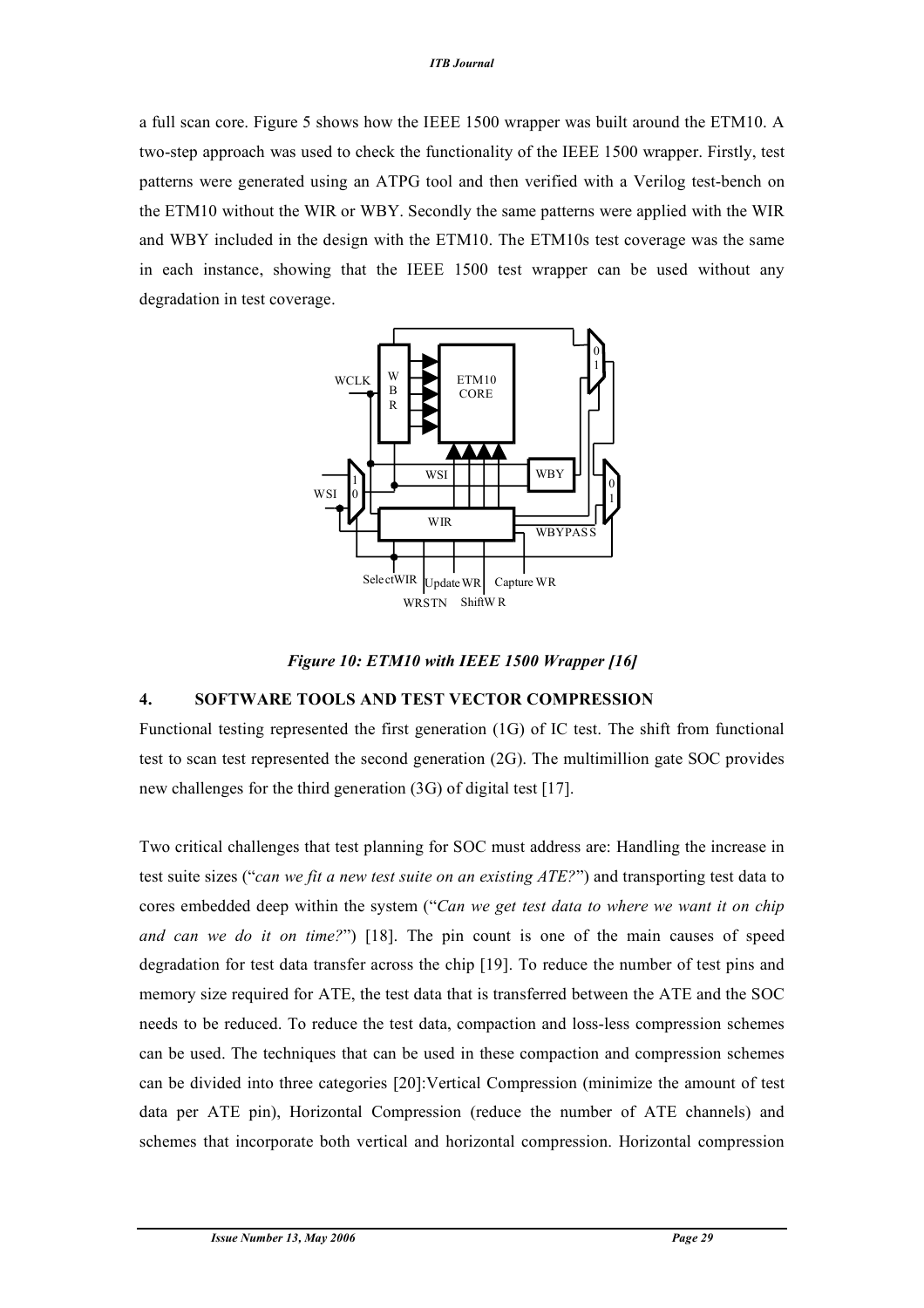a full scan core. Figure 5 shows how the IEEE 1500 wrapper was built around the ETM10. A two-step approach was used to check the functionality of the IEEE 1500 wrapper. Firstly, test patterns were generated using an ATPG tool and then verified with a Verilog test-bench on the ETM10 without the WIR or WBY. Secondly the same patterns were applied with the WIR and WBY included in the design with the ETM10. The ETM10s test coverage was the same in each instance, showing that the IEEE 1500 test wrapper can be used without any degradation in test coverage.

*Figure 10: ETM10 with IEEE 1500 Wrapper [16]*

## 4. SOFTWARE TOOLS AND TEST VECTOR COMPRESSION

Functional testing represented the first generation (1G) of IC test. The shift from functional test to scan test represented the second generation (2G). The multimillion gate SOC provides new challenges for the third generation (3G) of digital test [17].

Two critical challenges that test planning for SOC must address are: Handling the increase in test suite sizes ("*can we fit a new test suite on an existing ATE?*") and transporting test data to cores embedded deep within the system ("*Can we get test data to where we want it on chip and can we do it on time?*") [18]. The pin count is one of the main causes of speed degradation for test data transfer across the chip [19]. To reduce the number of test pins and memory size required for ATE, the test data that is transferred between the ATE and the SOC needs to be reduced. To reduce the test data, compaction and loss-less compression schemes can be used. The techniques that can be used in these compaction and compression schemes can be divided into three categories [20]:Vertical Compression (minimize the amount of test data per ATE pin), Horizontal Compression (reduce the number of ATE channels) and schemes that incorporate both vertical and horizontal compression. Horizontal compression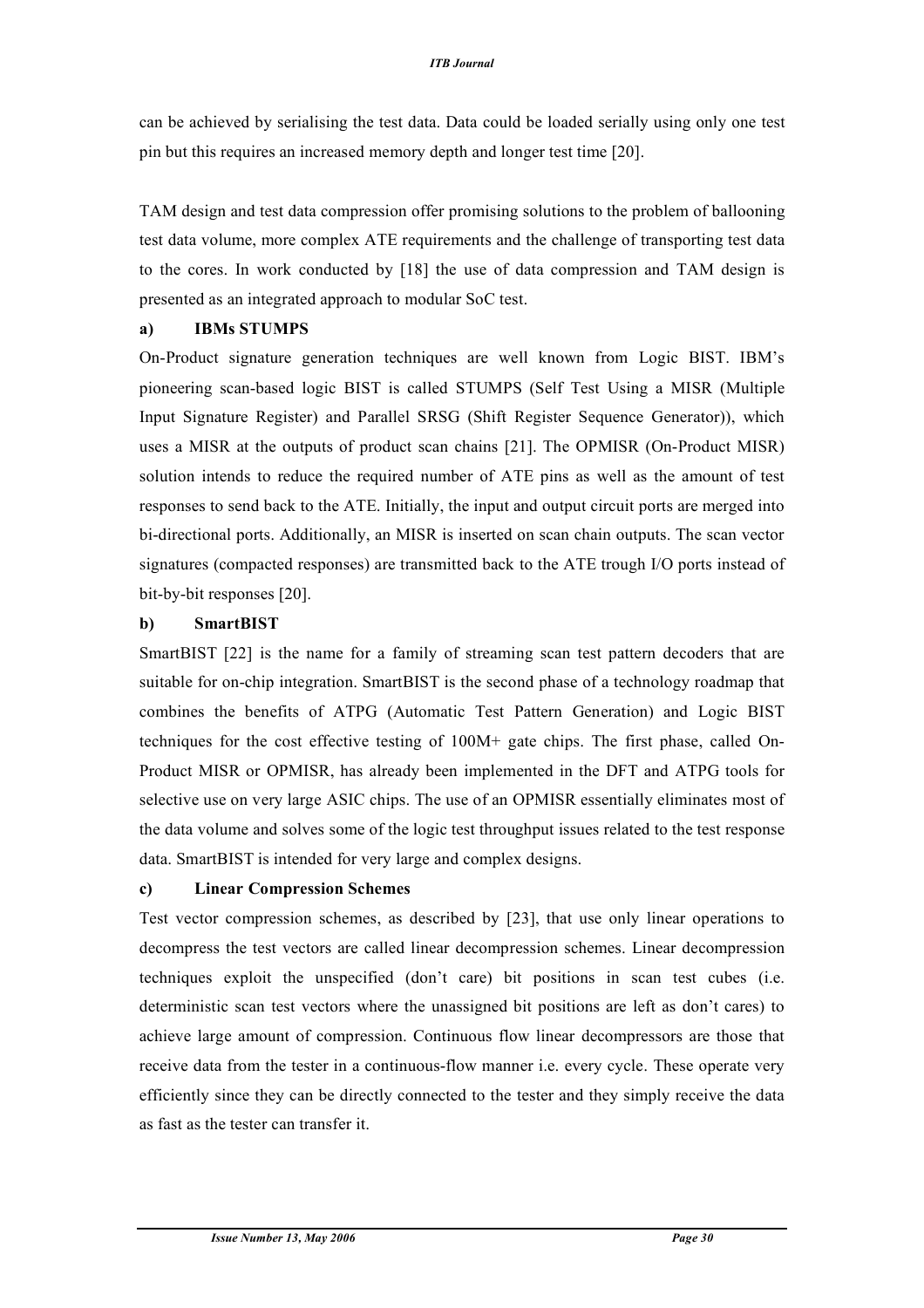can be achieved by serialising the test data. Data could be loaded serially using only one test pin but this requires an increased memory depth and longer test time [20].

TAM design and test data compression offer promising solutions to the problem of ballooning test data volume, more complex ATE requirements and the challenge of transporting test data to the cores. In work conducted by [18] the use of data compression and TAM design is presented as an integrated approach to modular SoC test.

**a) IBMs STUMPS**

On-Product signature generation techniques are well known from Logic BIST. IBM's pioneering scan-based logic BIST is called STUMPS (Self Test Using a MISR (Multiple Input Signature Register) and Parallel SRSG (Shift Register Sequence Generator)), which uses a MISR at the outputs of product scan chains [21]. The OPMISR (On-Product MISR) solution intends to reduce the required number of ATE pins as well as the amount of test responses to send back to the ATE. Initially, the input and output circuit ports are merged into bi-directional ports. Additionally, an MISR is inserted on scan chain outputs. The scan vector signatures (compacted responses) are transmitted back to the ATE trough I/O ports instead of bit-by-bit responses [20].

**b) SmartBIST**

SmartBIST [22] is the name for a family of streaming scan test pattern decoders that are suitable for on-chip integration. SmartBIST is the second phase of a technology roadmap that combines the benefits of ATPG (Automatic Test Pattern Generation) and Logic BIST techniques for the cost effective testing of 100M+ gate chips. The first phase, called On-Product MISR or OPMISR, has already been implemented in the DFT and ATPG tools for selective use on very large ASIC chips. The use of an OPMISR essentially eliminates most of the data volume and solves some of the logic test throughput issues related to the test response data. SmartBIST is intended for very large and complex designs.

**c) Linear Compression Schemes**

Test vector compression schemes, as described by [23], that use only linear operations to decompress the test vectors are called linear decompression schemes. Linear decompression techniques exploit the unspecified (don't care) bit positions in scan test cubes (i.e. deterministic scan test vectors where the unassigned bit positions are left as don't cares) to achieve large amount of compression. Continuous flow linear decompressors are those that receive data from the tester in a continuous-flow manner i.e. every cycle. These operate very efficiently since they can be directly connected to the tester and they simply receive the data as fast as the tester can transfer it.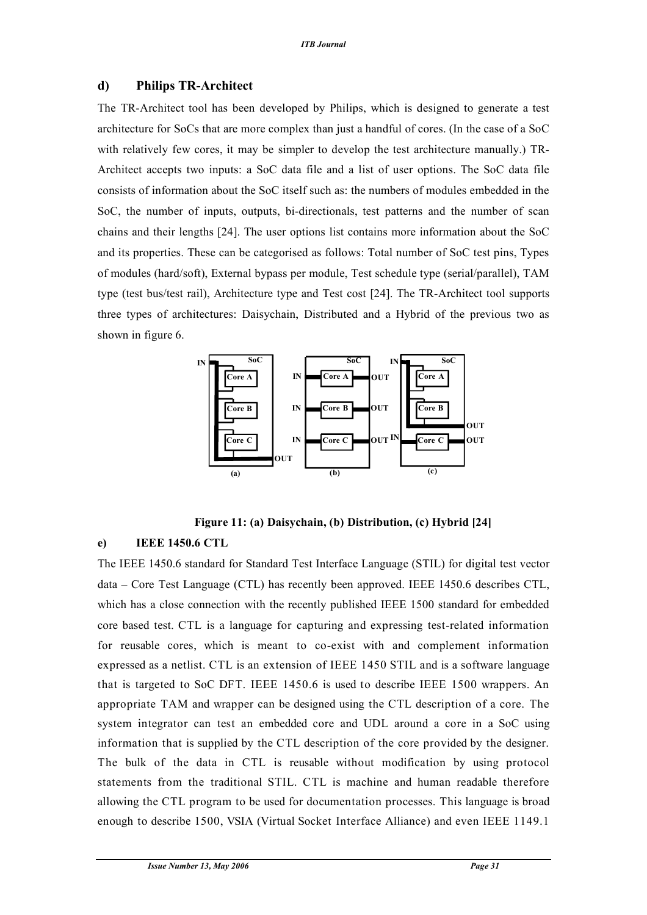## d) Philips TR-Architect

The TR-Architect tool has been developed by Philips, which is designed to generate a test architecture for SoCs that are more complex than just a handful of cores. (In the case of a SoC with relatively few cores, it may be simpler to develop the test architecture manually.) TR-Architect accepts two inputs: a SoC data file and a list of user options. The SoC data file consists of information about the SoC itself such as: the numbers of modules embedded in the SoC, the number of inputs, outputs, bi-directionals, test patterns and the number of scan chains and their lengths [24]. The user options list contains more information about the SoC and its properties. These can be categorised as follows: Total number of SoC test pins, Types of modules (hard/soft), External bypass per module, Test schedule type (serial/parallel), TAM type (test bus/test rail), Architecture type and Test cost [24]. The TR-Architect tool supports three types of architectures: Daisychain, Distributed and a Hybrid of the previous two as shown in figure 6.

**Figure 11: (a) Daisychain, (b) Distribution, (c) Hybrid [24]**

## e) IEEE 1450.6 CTL

The IEEE 1450.6 standard for Standard Test Interface Language (STIL) for digital test vector data – Core Test Language (CTL) has recently been approved. IEEE 1450.6 describes CTL, which has a close connection with the recently published IEEE 1500 standard for embedded core based test. CTL is a language for capturing and expressing test-related information for reusable cores, which is meant to co-exist with and complement information expressed as a netlist. CTL is an extension of IEEE 1450 STIL and is a software language that is targeted to SoC DFT. IEEE 1450.6 is used to describe IEEE 1500 wrappers. An appropriate TAM and wrapper can be designed using the CTL description of a core. The system integrator can test an embedded core and UDL around a core in a SoC using information that is supplied by the CTL description of the core provided by the designer. The bulk of the data in CTL is reusable without modification by using protocol statements from the traditional STIL. CTL is machine and human readable therefore allowing the CTL program to be used for documentation processes. This language is broad enough to describe 1500, VSIA (Virtual Socket Interface Alliance) and even IEEE 1149.1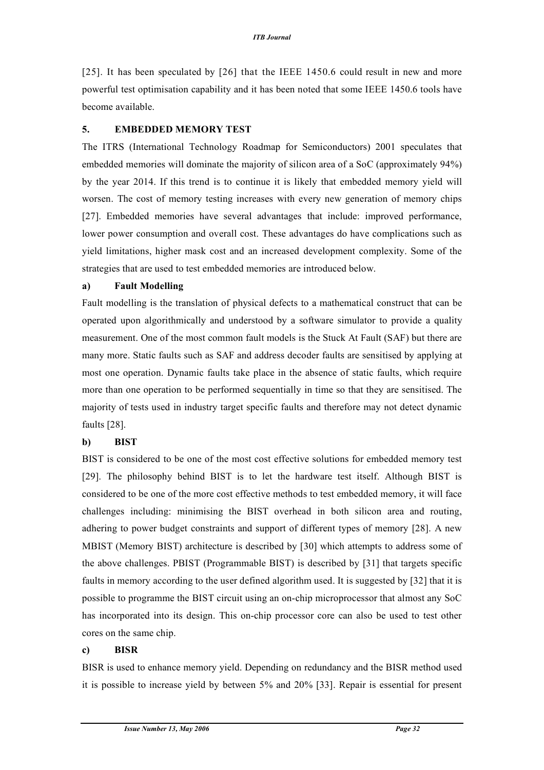[25]. It has been speculated by [26] that the IEEE 1450.6 could result in new and more powerful test optimisation capability and it has been noted that some IEEE 1450.6 tools have become available.

## 5. EMBEDDED MEMORY TEST

The ITRS (International Technology Roadmap for Semiconductors) 2001 speculates that embedded memories will dominate the majority of silicon area of a SoC (approximately 94%) by the year 2014. If this trend is to continue it is likely that embedded memory yield will worsen. The cost of memory testing increases with every new generation of memory chips [27]. Embedded memories have several advantages that include: improved performance, lower power consumption and overall cost. These advantages do have complications such as yield limitations, higher mask cost and an increased development complexity. Some of the strategies that are used to test embedded memories are introduced below.

### a) Fault Modelling

Fault modelling is the translation of physical defects to a mathematical construct that can be operated upon algorithmically and understood by a software simulator to provide a quality measurement. One of the most common fault models is the Stuck At Fault (SAF) but there are many more. Static faults such as SAF and address decoder faults are sensitised by applying at most one operation. Dynamic faults take place in the absence of static faults, which require more than one operation to be performed sequentially in time so that they are sensitised. The majority of tests used in industry target specific faults and therefore may not detect dynamic faults [28].

### b) BIST

BIST is considered to be one of the most cost effective solutions for embedded memory test [29]. The philosophy behind BIST is to let the hardware test itself. Although BIST is considered to be one of the more cost effective methods to test embedded memory, it will face challenges including: minimising the BIST overhead in both silicon area and routing, adhering to power budget constraints and support of different types of memory [28]. A new MBIST (Memory BIST) architecture is described by [30] which attempts to address some of the above challenges. PBIST (Programmable BIST) is described by [31] that targets specific faults in memory according to the user defined algorithm used. It is suggested by [32] that it is possible to programme the BIST circuit using an on-chip microprocessor that almost any SoC has incorporated into its design. This on-chip processor core can also be used to test other cores on the same chip.

### c) BISR

BISR is used to enhance memory yield. Depending on redundancy and the BISR method used it is possible to increase yield by between 5% and 20% [33]. Repair is essential for present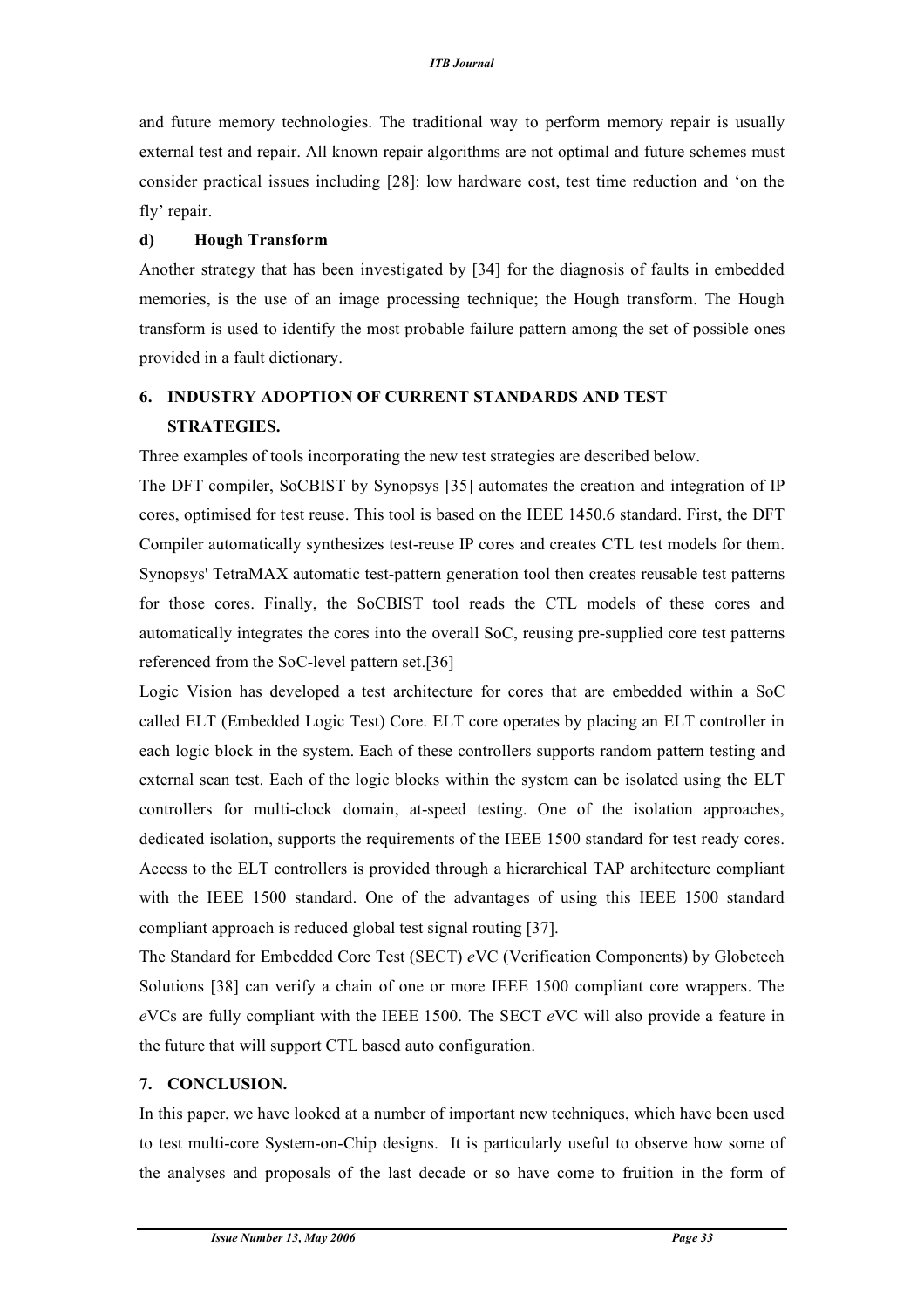and future memory technologies. The traditional way to perform memory repair is usually external test and repair. All known repair algorithms are not optimal and future schemes must consider practical issues including [28]: low hardware cost, test time reduction and 'on the fly' repair.

**d) Hough Transform**

Another strategy that has been investigated by [34] for the diagnosis of faults in embedded memories, is the use of an image processing technique; the Hough transform. The Hough transform is used to identify the most probable failure pattern among the set of possible ones provided in a fault dictionary.

## 6. INDUSTRY ADOPTION OF CURRENT STANDARDS AND TEST STRATEGIES.

Three examples of tools incorporating the new test strategies are described below.

The DFT compiler, SoCBIST by Synopsys [35] automates the creation and integration of IP cores, optimised for test reuse. This tool is based on the IEEE 1450.6 standard. First, the DFT Compiler automatically synthesizes test-reuse IP cores and creates CTL test models for them. Synopsys' TetraMAX automatic test-pattern generation tool then creates reusable test patterns for those cores. Finally, the SoCBIST tool reads the CTL models of these cores and automatically integrates the cores into the overall SoC, reusing pre-supplied core test patterns referenced from the SoC-level pattern set.[36]

Logic Vision has developed a test architecture for cores that are embedded within a SoC called ELT (Embedded Logic Test) Core. ELT core operates by placing an ELT controller in each logic block in the system. Each of these controllers supports random pattern testing and external scan test. Each of the logic blocks within the system can be isolated using the ELT controllers for multi-clock domain, at-speed testing. One of the isolation approaches, dedicated isolation, supports the requirements of the IEEE 1500 standard for test ready cores. Access to the ELT controllers is provided through a hierarchical TAP architecture compliant with the IEEE 1500 standard. One of the advantages of using this IEEE 1500 standard compliant approach is reduced global test signal routing [37].

The Standard for Embedded Core Test (SECT) *e*VC (Verification Components) by Globetech Solutions [38] can verify a chain of one or more IEEE 1500 compliant core wrappers. The *e*VCs are fully compliant with the IEEE 1500. The SECT *e*VC will also provide a feature in the future that will support CTL based auto configuration.

## 7. CONCLUSION.

In this paper, we have looked at a number of important new techniques, which have been used to test multi-core System-on-Chip designs. It is particularly useful to observe how some of the analyses and proposals of the last decade or so have come to fruition in the form of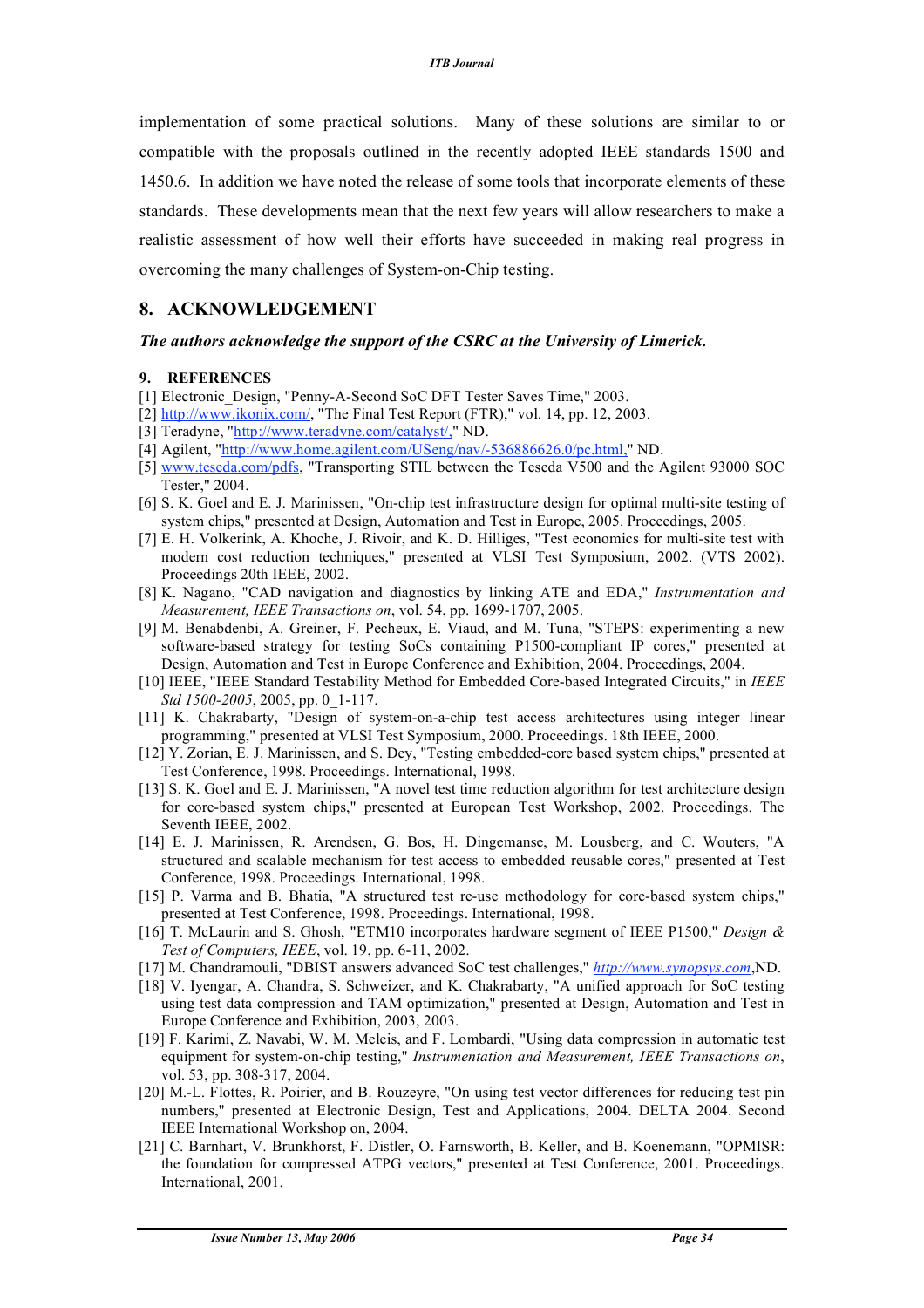implementation of some practical solutions. Many of these solutions are similar to or compatible with the proposals outlined in the recently adopted IEEE standards 1500 and 1450.6. In addition we have noted the release of some tools that incorporate elements of these standards. These developments mean that the next few years will allow researchers to make a realistic assessment of how well their efforts have succeeded in making real progress in overcoming the many challenges of System-on-Chip testing.

## 8. ACKNOWLEDGEMENT

***The authors acknowledge the support of the CSRC at the University of Limerick.***

### 9. REFERENCES

[1] Electronic_Design, "Penny-A-Second SoC DFT Tester Saves Time," 2003.

[2] http://www.ikonix.com/, "The Final Test Report (FTR)," vol. 14, pp. 12, 2003.

[3] Teradyne, "http://www.teradyne.com/catalyst/," ND.

[4] Agilent, "http://www.home.agilent.com/USeng/nav/-536886626.0/pc.html," ND.

[5] www.teseda.com/pdfs, "Transporting STIL between the Teseda V500 and the Agilent 93000 SOC Tester," 2004.

[6] S. K. Goel and E. J. Marinissen, "On-chip test infrastructure design for optimal multi-site testing of system chips," presented at Design, Automation and Test in Europe, 2005. Proceedings, 2005.

[7] E. H. Volkerink, A. Khoche, J. Rivoir, and K. D. Hilliges, "Test economics for multi-site test with modern cost reduction techniques," presented at VLSI Test Symposium, 2002. (VTS 2002). Proceedings 20th IEEE, 2002.

[8] K. Nagano, "CAD navigation and diagnostics by linking ATE and EDA," *Instrumentation and Measurement, IEEE Transactions on*, vol. 54, pp. 1699-1707, 2005.

[9] M. Benabdenbi, A. Greiner, F. Pecheux, E. Viaud, and M. Tuna, "STEPS: experimenting a new software-based strategy for testing SoCs containing P1500-compliant IP cores," presented at Design, Automation and Test in Europe Conference and Exhibition, 2004. Proceedings, 2004.

[10] IEEE, "IEEE Standard Testability Method for Embedded Core-based Integrated Circuits," in *IEEE Std 1500-2005*, 2005, pp. 0_1-117.

[11] K. Chakrabarty, "Design of system-on-a-chip test access architectures using integer linear programming," presented at VLSI Test Symposium, 2000. Proceedings. 18th IEEE, 2000.

[12] Y. Zorian, E. J. Marinissen, and S. Dey, "Testing embedded-core based system chips," presented at Test Conference, 1998. Proceedings. International, 1998.

[13] S. K. Goel and E. J. Marinissen, "A novel test time reduction algorithm for test architecture design for core-based system chips," presented at European Test Workshop, 2002. Proceedings. The Seventh IEEE, 2002.

[14] E. J. Marinissen, R. Arendsen, G. Bos, H. Dingemanse, M. Lousberg, and C. Wouters, "A structured and scalable mechanism for test access to embedded reusable cores," presented at Test Conference, 1998. Proceedings. International, 1998.

[15] P. Varma and B. Bhatia, "A structured test re-use methodology for core-based system chips," presented at Test Conference, 1998. Proceedings. International, 1998.

[16] T. McLaurin and S. Ghosh, "ETM10 incorporates hardware segment of IEEE P1500," *Design & Test of Computers, IEEE*, vol. 19, pp. 6-11, 2002.

[17] M. Chandramouli, "DBIST answers advanced SoC test challenges," *http://www.synopsys.com*,ND.

[18] V. Iyengar, A. Chandra, S. Schweizer, and K. Chakrabarty, "A unified approach for SoC testing using test data compression and TAM optimization," presented at Design, Automation and Test in Europe Conference and Exhibition, 2003, 2003.

[19] F. Karimi, Z. Navabi, W. M. Meleis, and F. Lombardi, "Using data compression in automatic test equipment for system-on-chip testing," *Instrumentation and Measurement, IEEE Transactions on*, vol. 53, pp. 308-317, 2004.

[20] M.-L. Flottes, R. Poirier, and B. Rouzeyre, "On using test vector differences for reducing test pin numbers," presented at Electronic Design, Test and Applications, 2004. DELTA 2004. Second IEEE International Workshop on, 2004.

[21] C. Barnhart, V. Brunkhorst, F. Distler, O. Farnsworth, B. Keller, and B. Koenemann, "OPMISR: the foundation for compressed ATPG vectors," presented at Test Conference, 2001. Proceedings. International, 2001.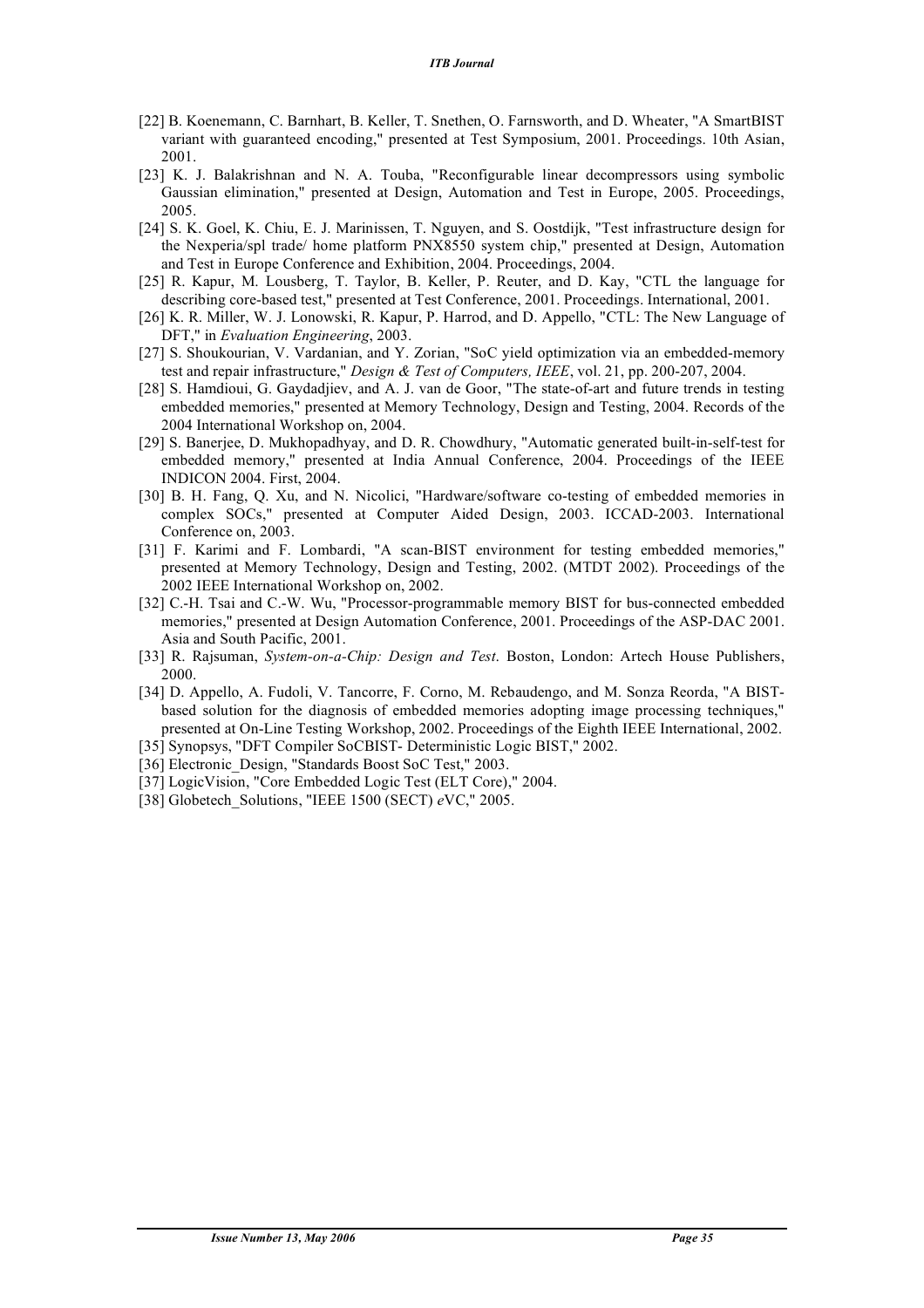[22] B. Koenemann, C. Barnhart, B. Keller, T. Snethen, O. Farnsworth, and D. Wheater, "A SmartBIST variant with guaranteed encoding," presented at Test Symposium, 2001. Proceedings. 10th Asian, 2001.

[23] K. J. Balakrishnan and N. A. Touba, "Reconfigurable linear decompressors using symbolic Gaussian elimination," presented at Design, Automation and Test in Europe, 2005. Proceedings, 2005.

[24] S. K. Goel, K. Chiu, E. J. Marinissen, T. Nguyen, and S. Oostdijk, "Test infrastructure design for the Nexperia/spl trade/ home platform PNX8550 system chip," presented at Design, Automation and Test in Europe Conference and Exhibition, 2004. Proceedings, 2004.

[25] R. Kapur, M. Lousberg, T. Taylor, B. Keller, P. Reuter, and D. Kay, "CTL the language for describing core-based test," presented at Test Conference, 2001. Proceedings. International, 2001.

[26] K. R. Miller, W. J. Lonowski, R. Kapur, P. Harrod, and D. Appello, "CTL: The New Language of DFT," in *Evaluation Engineering*, 2003.

[27] S. Shoukourian, V. Vardanian, and Y. Zorian, "SoC yield optimization via an embedded-memory test and repair infrastructure," *Design & Test of Computers, IEEE*, vol. 21, pp. 200-207, 2004.

[28] S. Hamdioui, G. Gaydadjiev, and A. J. van de Goor, "The state-of-art and future trends in testing embedded memories," presented at Memory Technology, Design and Testing, 2004. Records of the 2004 International Workshop on, 2004.

[29] S. Banerjee, D. Mukhopadhyay, and D. R. Chowdhury, "Automatic generated built-in-self-test for embedded memory," presented at India Annual Conference, 2004. Proceedings of the IEEE INDICON 2004. First, 2004.

[30] B. H. Fang, Q. Xu, and N. Nicolici, "Hardware/software co-testing of embedded memories in complex SOCs," presented at Computer Aided Design, 2003. ICCAD-2003. International Conference on, 2003.

[31] F. Karimi and F. Lombardi, "A scan-BIST environment for testing embedded memories," presented at Memory Technology, Design and Testing, 2002. (MTDT 2002). Proceedings of the 2002 IEEE International Workshop on, 2002.

[32] C.-H. Tsai and C.-W. Wu, "Processor-programmable memory BIST for bus-connected embedded memories," presented at Design Automation Conference, 2001. Proceedings of the ASP-DAC 2001. Asia and South Pacific, 2001.

[33] R. Rajsuman, *System-on-a-Chip: Design and Test*. Boston, London: Artech House Publishers, 2000.

[34] D. Appello, A. Fudoli, V. Tancorre, F. Corno, M. Rebaudengo, and M. Sonza Reorda, "A BIST-based solution for the diagnosis of embedded memories adopting image processing techniques," presented at On-Line Testing Workshop, 2002. Proceedings of the Eighth IEEE International, 2002.

[35] Synopsys, "DFT Compiler SoCBIST- Deterministic Logic BIST," 2002.

[36] Electronic_Design, "Standards Boost SoC Test," 2003.

[37] LogicVision, "Core Embedded Logic Test (ELT Core)," 2004.

[38] Globetech_Solutions, "IEEE 1500 (SECT) *e*VC," 2005.